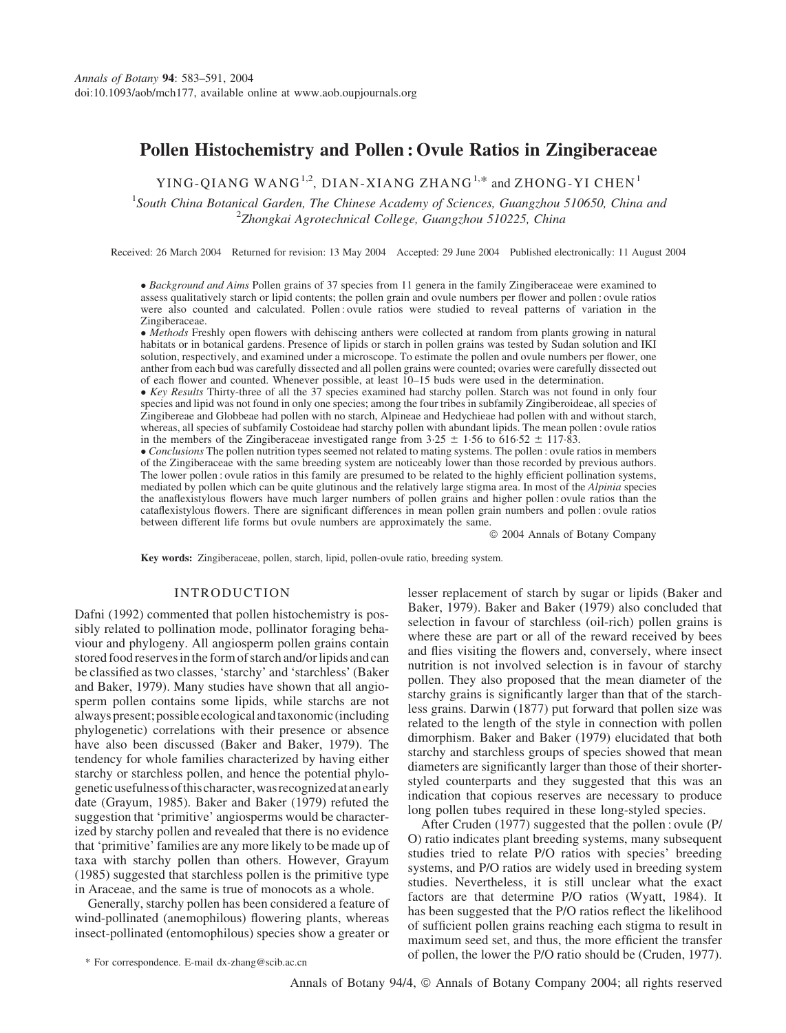*Annals of Botany* **94**: 583–591, 2004
doi:10.1093/aob/mch177, available online at www.aob.oupjournals.org

# Pollen Histochemistry and Pollen : Ovule Ratios in Zingiberaceae

YING-QIANG WANG[1,2], DIAN-XIANG ZHANG[1,*] and ZHONG-YI CHEN[1]

[1]*South China Botanical Garden, The Chinese Academy of Sciences, Guangzhou 510650, China and* [2]*Zhongkai Agrotechnical College, Guangzhou 510225, China*

Received: 26 March 2004 Returned for revision: 13 May 2004 Accepted: 29 June 2004 Published electronically: 11 August 2004

• *Background and Aims* Pollen grains of 37 species from 11 genera in the family Zingiberaceae were examined to assess qualitatively starch or lipid contents; the pollen grain and ovule numbers per flower and pollen : ovule ratios were also counted and calculated. Pollen : ovule ratios were studied to reveal patterns of variation in the Zingiberaceae.

• *Methods* Freshly open flowers with dehiscing anthers were collected at random from plants growing in natural habitats or in botanical gardens. Presence of lipids or starch in pollen grains was tested by Sudan solution and IKI solution, respectively, and examined under a microscope. To estimate the pollen and ovule numbers per flower, one anther from each bud was carefully dissected and all pollen grains were counted; ovaries were carefully dissected out of each flower and counted. Whenever possible, at least 10–15 buds were used in the determination.

• *Key Results* Thirty-three of all the 37 species examined had starchy pollen. Starch was not found in only four species and lipid was not found in only one species; among the four tribes in subfamily Zingiberoideae, all species of Zingibereae and Globbeae had pollen with no starch, Alpineae and Hedychieae had pollen with and without starch, whereas, all species of subfamily Costoideae had starchy pollen with abundant lipids. The mean pollen : ovule ratios in the members of the Zingiberaceae investigated range from 3·25 ± 1·56 to 616·52 ± 117·83.

• *Conclusions* The pollen nutrition types seemed not related to mating systems. The pollen : ovule ratios in members of the Zingiberaceae with the same breeding system are noticeably lower than those recorded by previous authors. The lower pollen : ovule ratios in this family are presumed to be related to the highly efficient pollination systems, mediated by pollen which can be quite glutinous and the relatively large stigma area. In most of the *Alpinia* species the anaflexistylous flowers have much larger numbers of pollen grains and higher pollen : ovule ratios than the cataflexistylous flowers. There are significant differences in mean pollen grain numbers and pollen : ovule ratios between different life forms but ovule numbers are approximately the same.

© 2004 Annals of Botany Company

**Key words:** Zingiberaceae, pollen, starch, lipid, pollen-ovule ratio, breeding system.

## INTRODUCTION

Dafni (1992) commented that pollen histochemistry is possibly related to pollination mode, pollinator foraging behaviour and phylogeny. All angiosperm pollen grains contain stored food reserves in the form of starch and/or lipids and can be classified as two classes, 'starchy' and 'starchless' (Baker and Baker, 1979). Many studies have shown that all angiosperm pollen contains some lipids, while starchs are not always present; possible ecological and taxonomic (including phylogenetic) correlations with their presence or absence have also been discussed (Baker and Baker, 1979). The tendency for whole families characterized by having either starchy or starchless pollen, and hence the potential phylogenetic usefulness of this character, was recognized at an early date (Grayum, 1985). Baker and Baker (1979) refuted the suggestion that 'primitive' angiosperms would be characterized by starchy pollen and revealed that there is no evidence that 'primitive' families are any more likely to be made up of taxa with starchy pollen than others. However, Grayum (1985) suggested that starchless pollen is the primitive type in Araceae, and the same is true of monocots as a whole.

Generally, starchy pollen has been considered a feature of wind-pollinated (anemophilous) flowering plants, whereas insect-pollinated (entomophilous) species show a greater or lesser replacement of starch by sugar or lipids (Baker and Baker, 1979). Baker and Baker (1979) also concluded that selection in favour of starchless (oil-rich) pollen grains is where these are part or all of the reward received by bees and flies visiting the flowers and, conversely, where insect nutrition is not involved selection is in favour of starchy pollen. They also proposed that the mean diameter of the starchy grains is significantly larger than that of the starchless grains. Darwin (1877) put forward that pollen size was related to the length of the style in connection with pollen dimorphism. Baker and Baker (1979) elucidated that both starchy and starchless groups of species showed that mean diameters are significantly larger than those of their shorter-styled counterparts and they suggested that this was an indication that copious reserves are necessary to produce long pollen tubes required in these long-styled species.

After Cruden (1977) suggested that the pollen : ovule (P/O) ratio indicates plant breeding systems, many subsequent studies tried to relate P/O ratios with species' breeding systems, and P/O ratios are widely used in breeding system studies. Nevertheless, it is still unclear what the exact factors are that determine P/O ratios (Wyatt, 1984). It has been suggested that the P/O ratios reflect the likelihood of sufficient pollen grains reaching each stigma to result in maximum seed set, and thus, the more efficient the transfer of pollen, the lower the P/O ratio should be (Cruden, 1977).

\* For correspondence. E-mail dx-zhang@scib.ac.cn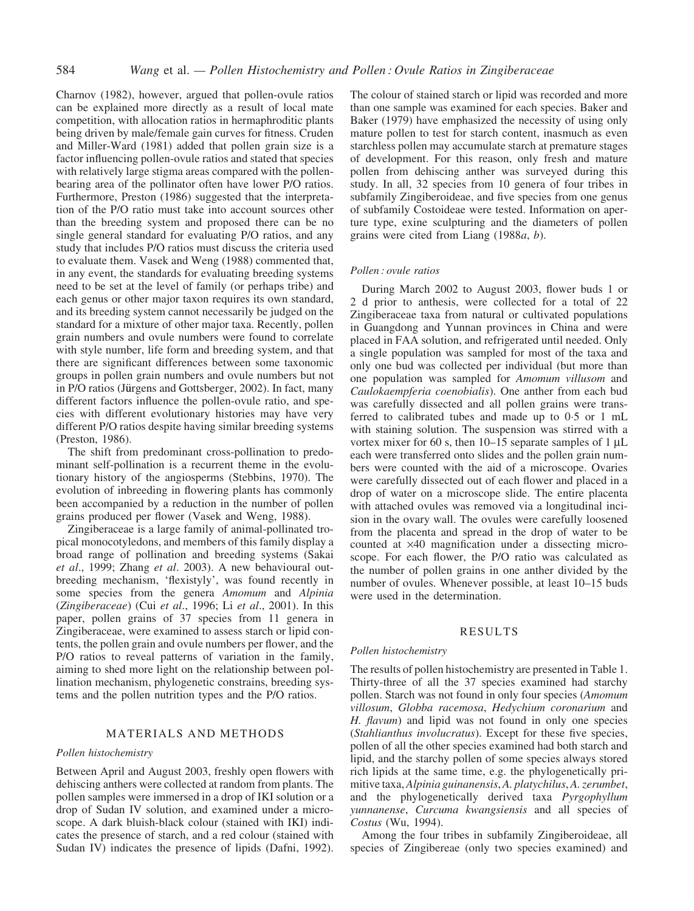Charnov (1982), however, argued that pollen-ovule ratios can be explained more directly as a result of local mate competition, with allocation ratios in hermaphroditic plants being driven by male/female gain curves for fitness. Cruden and Miller-Ward (1981) added that pollen grain size is a factor influencing pollen-ovule ratios and stated that species with relatively large stigma areas compared with the pollen-bearing area of the pollinator often have lower P/O ratios. Furthermore, Preston (1986) suggested that the interpretation of the P/O ratio must take into account sources other than the breeding system and proposed there can be no single general standard for evaluating P/O ratios, and any study that includes P/O ratios must discuss the criteria used to evaluate them. Vasek and Weng (1988) commented that, in any event, the standards for evaluating breeding systems need to be set at the level of family (or perhaps tribe) and each genus or other major taxon requires its own standard, and its breeding system cannot necessarily be judged on the standard for a mixture of other major taxa. Recently, pollen grain numbers and ovule numbers were found to correlate with style number, life form and breeding system, and that there are significant differences between some taxonomic groups in pollen grain numbers and ovule numbers but not in P/O ratios (Jürgens and Gottsberger, 2002). In fact, many different factors influence the pollen-ovule ratio, and species with different evolutionary histories may have very different P/O ratios despite having similar breeding systems (Preston, 1986).

The shift from predominant cross-pollination to predominant self-pollination is a recurrent theme in the evolutionary history of the angiosperms (Stebbins, 1970). The evolution of inbreeding in flowering plants has commonly been accompanied by a reduction in the number of pollen grains produced per flower (Vasek and Weng, 1988).

Zingiberaceae is a large family of animal-pollinated tropical monocotyledons, and members of this family display a broad range of pollination and breeding systems (Sakai *et al*., 1999; Zhang *et al*. 2003). A new behavioural outbreeding mechanism, 'flexistyly', was found recently in some species from the genera *Amomum* and *Alpinia* (*Zingiberaceae*) (Cui *et al*., 1996; Li *et al*., 2001). In this paper, pollen grains of 37 species from 11 genera in Zingiberaceae, were examined to assess starch or lipid contents, the pollen grain and ovule numbers per flower, and the P/O ratios to reveal patterns of variation in the family, aiming to shed more light on the relationship between pollination mechanism, phylogenetic constrains, breeding systems and the pollen nutrition types and the P/O ratios.

## MATERIALS AND METHODS

### *Pollen histochemistry*

Between April and August 2003, freshly open flowers with dehiscing anthers were collected at random from plants. The pollen samples were immersed in a drop of IKI solution or a drop of Sudan IV solution, and examined under a microscope. A dark bluish-black colour (stained with IKI) indicates the presence of starch, and a red colour (stained with Sudan IV) indicates the presence of lipids (Dafni, 1992). The colour of stained starch or lipid was recorded and more than one sample was examined for each species. Baker and Baker (1979) have emphasized the necessity of using only mature pollen to test for starch content, inasmuch as even starchless pollen may accumulate starch at premature stages of development. For this reason, only fresh and mature pollen from dehiscing anther was surveyed during this study. In all, 32 species from 10 genera of four tribes in subfamily Zingiberoideae, and five species from one genus of subfamily Costoideae were tested. Information on aperture type, exine sculpturing and the diameters of pollen grains were cited from Liang (1988*a*, *b*).

### *Pollen : ovule ratios*

During March 2002 to August 2003, flower buds 1 or 2 d prior to anthesis, were collected for a total of 22 Zingiberaceae taxa from natural or cultivated populations in Guangdong and Yunnan provinces in China and were placed in FAA solution, and refrigerated until needed. Only a single population was sampled for most of the taxa and only one bud was collected per individual (but more than one population was sampled for *Amomum villusom* and *Caulokaempferia coenobialis*). One anther from each bud was carefully dissected and all pollen grains were transferred to calibrated tubes and made up to 0·5 or 1 mL with staining solution. The suspension was stirred with a vortex mixer for 60 s, then 10–15 separate samples of 1 μL each were transferred onto slides and the pollen grain numbers were counted with the aid of a microscope. Ovaries were carefully dissected out of each flower and placed in a drop of water on a microscope slide. The entire placenta with attached ovules was removed via a longitudinal incision in the ovary wall. The ovules were carefully loosened from the placenta and spread in the drop of water to be counted at ×40 magnification under a dissecting microscope. For each flower, the P/O ratio was calculated as the number of pollen grains in one anther divided by the number of ovules. Whenever possible, at least 10–15 buds were used in the determination.

## RESULTS

### *Pollen histochemistry*

The results of pollen histochemistry are presented in Table 1. Thirty-three of all the 37 species examined had starchy pollen. Starch was not found in only four species (*Amomum villosum*, *Globba racemosa*, *Hedychium coronarium* and *H. flavum*) and lipid was not found in only one species (*Stahlianthus involucratus*). Except for these five species, pollen of all the other species examined had both starch and lipid, and the starchy pollen of some species always stored rich lipids at the same time, e.g. the phylogenetically primitive taxa, *Alpinia guinanensis*, *A. platychilus*, *A. zerumbet*, and the phylogenetically derived taxa *Pyrgophyllum yunnanense*, *Curcuma kwangsiensis* and all species of *Costus* (Wu, 1994).

Among the four tribes in subfamily Zingiberoideae, all species of Zingibereae (only two species examined) and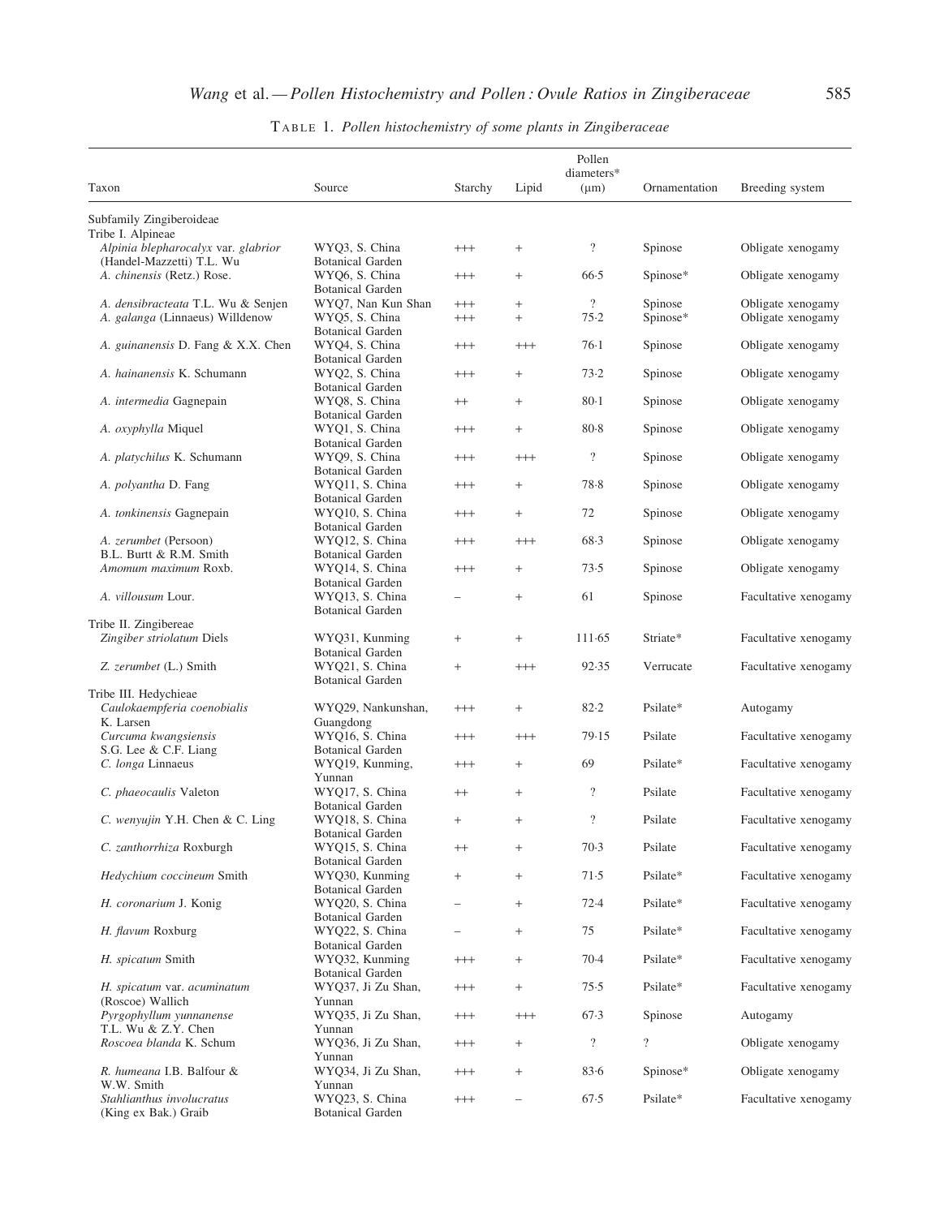TABLE 1. *Pollen histochemistry of some plants in Zingiberaceae*

| Taxon | Source | Starchy | Lipid | Pollen diameters* (μm) | Ornamentation | Breeding system |
|---|---|---|---|---|---|---|
| Subfamily Zingiberoideae | | | | | | |
| Tribe I. Alpineae | | | | | | |
| *Alpinia blepharocalyx* var. *glabrior* (Handel-Mazzetti) T.L. Wu | WYQ3, S. China Botanical Garden | +++ | + | ? | Spinose | Obligate xenogamy |
| *A. chinensis* (Retz.) Rose. | WYQ6, S. China Botanical Garden | +++ | + | 66·5 | Spinose* | Obligate xenogamy |
| *A. densibracteata* T.L. Wu & Senjen | WYQ7, Nan Kun Shan | +++ | + | ? | Spinose | Obligate xenogamy |
| *A. galanga* (Linnaeus) Willdenow | WYQ5, S. China Botanical Garden | +++ | + | 75·2 | Spinose* | Obligate xenogamy |
| *A. guinanensis* D. Fang & X.X. Chen | WYQ4, S. China Botanical Garden | +++ | +++ | 76·1 | Spinose | Obligate xenogamy |
| *A. hainanensis* K. Schumann | WYQ2, S. China Botanical Garden | +++ | + | 73·2 | Spinose | Obligate xenogamy |
| *A. intermedia* Gagnepain | WYQ8, S. China Botanical Garden | ++ | + | 80·1 | Spinose | Obligate xenogamy |
| *A. oxyphylla* Miquel | WYQ1, S. China Botanical Garden | +++ | + | 80·8 | Spinose | Obligate xenogamy |
| *A. platychilus* K. Schumann | WYQ9, S. China Botanical Garden | +++ | +++ | ? | Spinose | Obligate xenogamy |
| *A. polyantha* D. Fang | WYQ11, S. China Botanical Garden | +++ | + | 78·8 | Spinose | Obligate xenogamy |
| *A. tonkinensis* Gagnepain | WYQ10, S. China Botanical Garden | +++ | + | 72 | Spinose | Obligate xenogamy |
| *A. zerumbet* (Persoon) B.L. Burtt & R.M. Smith | WYQ12, S. China Botanical Garden | +++ | +++ | 68·3 | Spinose | Obligate xenogamy |
| *Amomum maximum* Roxb. | WYQ14, S. China Botanical Garden | +++ | + | 73·5 | Spinose | Obligate xenogamy |
| *A. villousum* Lour. | WYQ13, S. China Botanical Garden | – | + | 61 | Spinose | Facultative xenogamy |
| Tribe II. Zingibereae | | | | | | |
| *Zingiber striolatum* Diels | WYQ31, Kunming Botanical Garden | + | + | 111·65 | Striate* | Facultative xenogamy |
| *Z. zerumbet* (L.) Smith | WYQ21, S. China Botanical Garden | + | +++ | 92·35 | Verrucate | Facultative xenogamy |
| Tribe III. Hedychieae | | | | | | |
| *Caulokaempferia coenobialis* K. Larsen | WYQ29, Nankunshan, Guangdong | +++ | + | 82·2 | Psilate* | Autogamy |
| *Curcuma kwangsiensis* S.G. Lee & C.F. Liang | WYQ16, S. China Botanical Garden | +++ | +++ | 79·15 | Psilate | Facultative xenogamy |
| *C. longa* Linnaeus | WYQ19, Kunming, Yunnan | +++ | + | 69 | Psilate* | Facultative xenogamy |
| *C. phaeocaulis* Valeton | WYQ17, S. China Botanical Garden | ++ | + | ? | Psilate | Facultative xenogamy |
| *C. wenyujin* Y.H. Chen & C. Ling | WYQ18, S. China Botanical Garden | + | + | ? | Psilate | Facultative xenogamy |
| *C. zanthorrhiza* Roxburgh | WYQ15, S. China Botanical Garden | ++ | + | 70·3 | Psilate | Facultative xenogamy |
| *Hedychium coccineum* Smith | WYQ30, Kunming Botanical Garden | + | + | 71·5 | Psilate* | Facultative xenogamy |
| *H. coronarium* J. Konig | WYQ20, S. China Botanical Garden | – | + | 72·4 | Psilate* | Facultative xenogamy |
| *H. flavum* Roxburg | WYQ22, S. China Botanical Garden | – | + | 75 | Psilate* | Facultative xenogamy |
| *H. spicatum* Smith | WYQ32, Kunming Botanical Garden | +++ | + | 70·4 | Psilate* | Facultative xenogamy |
| *H. spicatum* var. *acuminatum* (Roscoe) Wallich | WYQ37, Ji Zu Shan, Yunnan | +++ | + | 75·5 | Psilate* | Facultative xenogamy |
| *Pyrgophyllum yunnanense* T.L. Wu & Z.Y. Chen | WYQ35, Ji Zu Shan, Yunnan | +++ | +++ | 67·3 | Spinose | Autogamy |
| *Roscoea blanda* K. Schum | WYQ36, Ji Zu Shan, Yunnan | +++ | + | ? | ? | Obligate xenogamy |
| *R. humeana* I.B. Balfour & W.W. Smith | WYQ34, Ji Zu Shan, Yunnan | +++ | + | 83·6 | Spinose* | Obligate xenogamy |
| *Stahlianthus involucratus* (King ex Bak.) Graib | WYQ23, S. China Botanical Garden | +++ | – | 67·5 | Psilate* | Facultative xenogamy |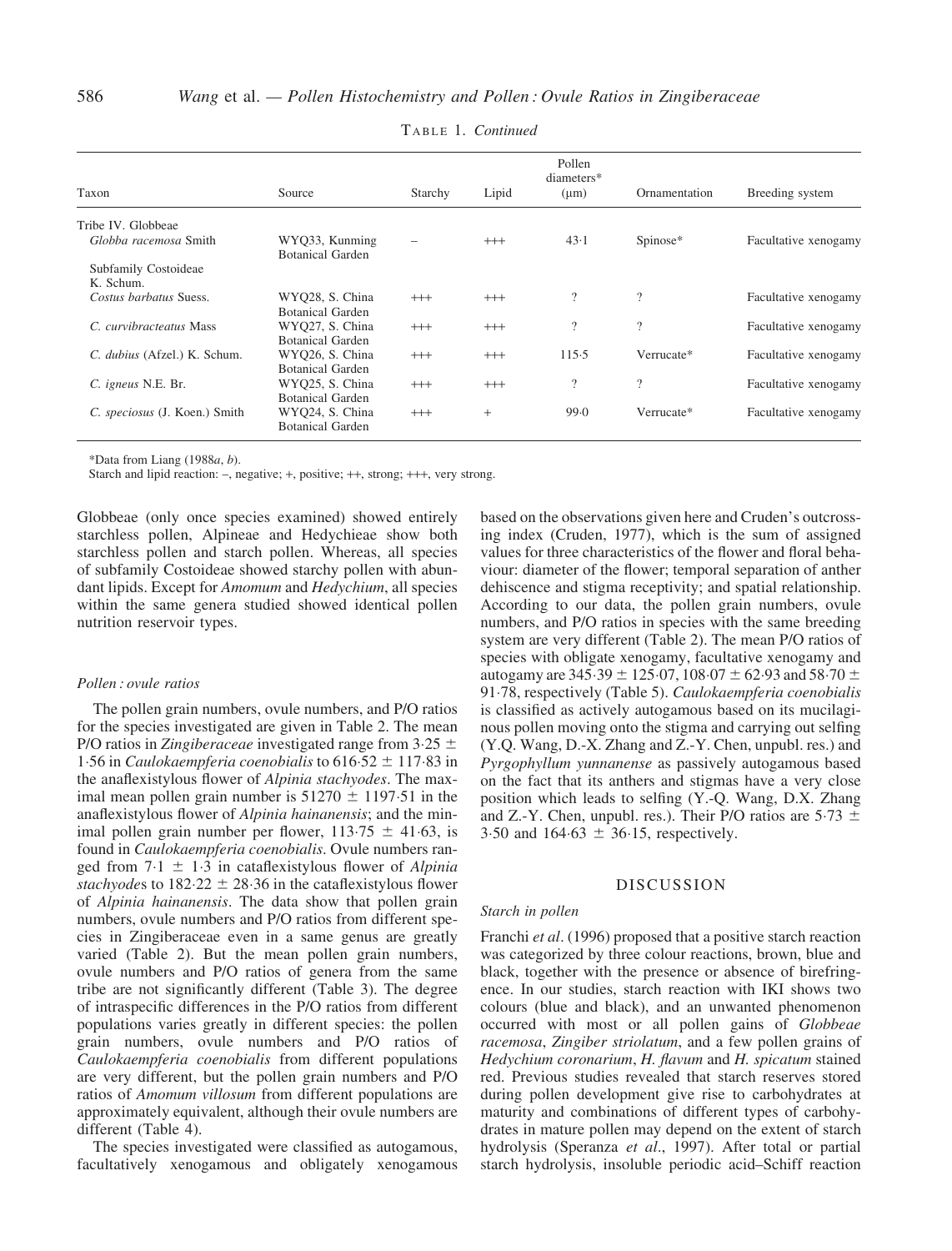TABLE 1. *Continued*

| Taxon | Source | Starchy | Lipid | Pollen diameters* (μm) | Ornamentation | Breeding system |
|---|---|---|---|---|---|---|
| Tribe IV. Globbeae | | | | | | |
| *Globba racemosa* Smith | WYQ33, Kunming Botanical Garden | – | +++ | 43·1 | Spinose* | Facultative xenogamy |
| Subfamily Costoideae K. Schum. | | | | | | |
| *Costus barbatus* Suess. | WYQ28, S. China Botanical Garden | +++ | +++ | ? | ? | Facultative xenogamy |
| *C. curvibracteatus* Mass | WYQ27, S. China Botanical Garden | +++ | +++ | ? | ? | Facultative xenogamy |
| *C. dubius* (Afzel.) K. Schum. | WYQ26, S. China Botanical Garden | +++ | +++ | 115·5 | Verrucate* | Facultative xenogamy |
| *C. igneus* N.E. Br. | WYQ25, S. China Botanical Garden | +++ | +++ | ? | ? | Facultative xenogamy |
| *C. speciosus* (J. Koen.) Smith | WYQ24, S. China Botanical Garden | +++ | + | 99·0 | Verrucate* | Facultative xenogamy |

*Data from Liang (1988*a*, *b*).

Starch and lipid reaction: –, negative; +, positive; ++, strong; +++, very strong.

Globbeae (only once species examined) showed entirely starchless pollen, Alpineae and Hedychieae show both starchless pollen and starch pollen. Whereas, all species of subfamily Costoideae showed starchy pollen with abundant lipids. Except for *Amomum* and *Hedychium*, all species within the same genera studied showed identical pollen nutrition reservoir types.

### *Pollen : ovule ratios*

The pollen grain numbers, ovule numbers, and P/O ratios for the species investigated are given in Table 2. The mean P/O ratios in *Zingiberaceae* investigated range from 3·25 ± 1·56 in *Caulokaempferia coenobialis* to 616·52 ± 117·83 in the anaflexistylous flower of *Alpinia stachyodes*. The maximal mean pollen grain number is 51270 ± 1197·51 in the anaflexistylous flower of *Alpinia hainanensis*; and the minimal pollen grain number per flower, 113·75 ± 41·63, is found in *Caulokaempferia coenobialis*. Ovule numbers ranged from 7·1 ± 1·3 in cataflexistylous flower of *Alpinia stachyode*s to 182·22 ± 28·36 in the cataflexistylous flower of *Alpinia hainanensis*. The data show that pollen grain numbers, ovule numbers and P/O ratios from different species in Zingiberaceae even in a same genus are greatly varied (Table 2). But the mean pollen grain numbers, ovule numbers and P/O ratios of genera from the same tribe are not significantly different (Table 3). The degree of intraspecific differences in the P/O ratios from different populations varies greatly in different species: the pollen grain numbers, ovule numbers and P/O ratios of *Caulokaempferia coenobialis* from different populations are very different, but the pollen grain numbers and P/O ratios of *Amomum villosum* from different populations are approximately equivalent, although their ovule numbers are different (Table 4).

The species investigated were classified as autogamous, facultatively xenogamous and obligately xenogamous based on the observations given here and Cruden's outcrossing index (Cruden, 1977), which is the sum of assigned values for three characteristics of the flower and floral behaviour: diameter of the flower; temporal separation of anther dehiscence and stigma receptivity; and spatial relationship. According to our data, the pollen grain numbers, ovule numbers, and P/O ratios in species with the same breeding system are very different (Table 2). The mean P/O ratios of species with obligate xenogamy, facultative xenogamy and autogamy are 345·39 ± 125·07, 108·07 ± 62·93 and 58·70 ± 91·78, respectively (Table 5). *Caulokaempferia coenobialis* is classified as actively autogamous based on its mucilaginous pollen moving onto the stigma and carrying out selfing (Y.Q. Wang, D.-X. Zhang and Z.-Y. Chen, unpubl. res.) and *Pyrgophyllum yunnanense* as passively autogamous based on the fact that its anthers and stigmas have a very close position which leads to selfing (Y.-Q. Wang, D.X. Zhang and Z.-Y. Chen, unpubl. res.). Their P/O ratios are 5·73 ± 3·50 and 164·63 ± 36·15, respectively.

## DISCUSSION

### *Starch in pollen*

Franchi *et al*. (1996) proposed that a positive starch reaction was categorized by three colour reactions, brown, blue and black, together with the presence or absence of birefringence. In our studies, starch reaction with IKI shows two colours (blue and black), and an unwanted phenomenon occurred with most or all pollen gains of *Globbeae racemosa*, *Zingiber striolatum*, and a few pollen grains of *Hedychium coronarium*, *H. flavum* and *H. spicatum* stained red. Previous studies revealed that starch reserves stored during pollen development give rise to carbohydrates at maturity and combinations of different types of carbohydrates in mature pollen may depend on the extent of starch hydrolysis (Speranza *et al*., 1997). After total or partial starch hydrolysis, insoluble periodic acid–Schiff reaction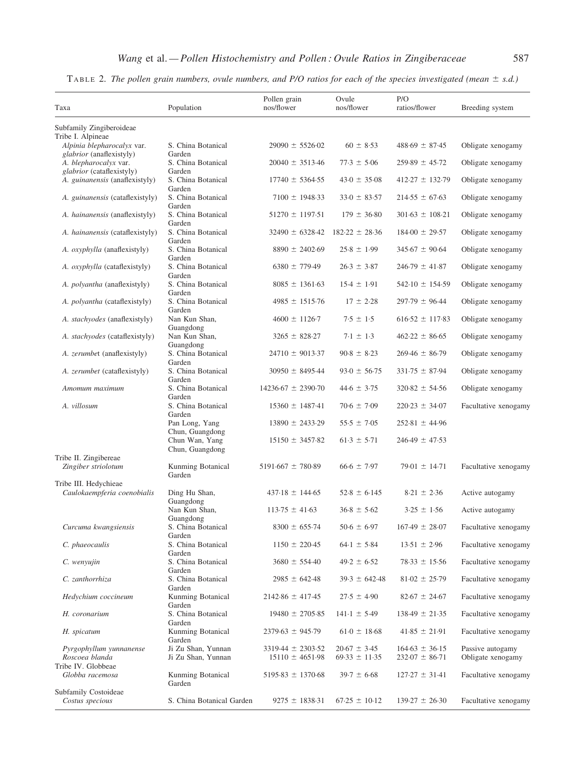TABLE 2. *The pollen grain numbers, ovule numbers, and P/O ratios for each of the species investigated (mean ± s.d.)*

| Taxa | Population | Pollen grain nos/flower | Ovule nos/flower | P/O ratios/flower | Breeding system |
|---|---|---|---|---|---|
| Subfamily Zingiberoideae | | | | | |
| Tribe I. Alpineae | | | | | |
| *Alpinia blepharocalyx* var. *glabrior* (anaflexistyly) | S. China Botanical Garden | 29090 ± 5526·02 | 60 ± 8·53 | 488·69 ± 87·45 | Obligate xenogamy |
| *A. blepharocalyx* var. *glabrior* (cataflexistyly) | S. China Botanical Garden | 20040 ± 3513·46 | 77·3 ± 5·06 | 259·89 ± 45·72 | Obligate xenogamy |
| *A. guinanensis* (anaflexistyly) | S. China Botanical Garden | 17740 ± 5364·55 | 43·0 ± 35·08 | 412·27 ± 132·79 | Obligate xenogamy |
| *A. guinanensis* (cataflexistyly) | S. China Botanical Garden | 7100 ± 1948·33 | 33·0 ± 83·57 | 214·55 ± 67·63 | Obligate xenogamy |
| *A. hainanensis* (anaflexistyly) | S. China Botanical Garden | 51270 ± 1197·51 | 179 ± 36·80 | 301·63 ± 108·21 | Obligate xenogamy |
| *A. hainanensis* (cataflexistyly) | S. China Botanical Garden | 32490 ± 6328·42 | 182·22 ± 28·36 | 184·00 ± 29·57 | Obligate xenogamy |
| *A. oxyphylla* (anaflexistyly) | S. China Botanical Garden | 8890 ± 2402·69 | 25·8 ± 1·99 | 345·67 ± 90·64 | Obligate xenogamy |
| *A. oxyphylla* (cataflexistyly) | S. China Botanical Garden | 6380 ± 779·49 | 26·3 ± 3·87 | 246·79 ± 41·87 | Obligate xenogamy |
| *A. polyantha* (anaflexistyly) | S. China Botanical Garden | 8085 ± 1361·63 | 15·4 ± 1·91 | 542·10 ± 154·59 | Obligate xenogamy |
| *A. polyantha* (cataflexistyly) | S. China Botanical Garden | 4985 ± 1515·76 | 17 ± 2·28 | 297·79 ± 96·44 | Obligate xenogamy |
| *A. stachyodes* (anaflexistyly) | Nan Kun Shan, Guangdong | 4600 ± 1126·7 | 7·5 ± 1·5 | 616·52 ± 117·83 | Obligate xenogamy |
| *A. stachyodes* (cataflexistyly) | Nan Kun Shan, Guangdong | 3265 ± 828·27 | 7·1 ± 1·3 | 462·22 ± 86·65 | Obligate xenogamy |
| *A. zerumbet* (anaflexistyly) | S. China Botanical Garden | 24710 ± 9013·37 | 90·8 ± 8·23 | 269·46 ± 86·79 | Obligate xenogamy |
| *A. zerumbet* (cataflexistyly) | S. China Botanical Garden | 30950 ± 8495·44 | 93·0 ± 56·75 | 331·75 ± 87·94 | Obligate xenogamy |
| *Amomum maximum* | S. China Botanical Garden | 14236·67 ± 2390·70 | 44·6 ± 3·75 | 320·82 ± 54·56 | Obligate xenogamy |
| *A. villosum* | S. China Botanical Garden | 15360 ± 1487·41 | 70·6 ± 7·09 | 220·23 ± 34·07 | Facultative xenogamy |
| | Pan Long, Yang Chun, Guangdong | 13890 ± 2433·29 | 55·5 ± 7·05 | 252·81 ± 44·96 | |
| | Chun Wan, Yang Chun, Guangdong | 15150 ± 3457·82 | 61·3 ± 5·71 | 246·49 ± 47·53 | |
| Tribe II. Zingibereae | | | | | |
| *Zingiber striolotum* | Kunming Botanical Garden | 5191·667 ± 780·89 | 66·6 ± 7·97 | 79·01 ± 14·71 | Facultative xenogamy |
| Tribe III. Hedychieae | | | | | |
| *Caulokaempferia coenobialis* | Ding Hu Shan, Guangdong | 437·18 ± 144·65 | 52·8 ± 6·145 | 8·21 ± 2·36 | Active autogamy |
| | Nan Kun Shan, Guangdong | 113·75 ± 41·63 | 36·8 ± 5·62 | 3·25 ± 1·56 | Active autogamy |
| *Curcuma kwangsiensis* | S. China Botanical Garden | 8300 ± 655·74 | 50·6 ± 6·97 | 167·49 ± 28·07 | Facultative xenogamy |
| *C. phaeocaulis* | S. China Botanical Garden | 1150 ± 220·45 | 64·1 ± 5·84 | 13·51 ± 2·96 | Facultative xenogamy |
| *C. wenyujin* | S. China Botanical Garden | 3680 ± 554·40 | 49·2 ± 6·52 | 78·33 ± 15·56 | Facultative xenogamy |
| *C. zanthorrhiza* | S. China Botanical Garden | 2985 ± 642·48 | 39·3 ± 642·48 | 81·02 ± 25·79 | Facultative xenogamy |
| *Hedychium coccineum* | Kunming Botanical Garden | 2142·86 ± 417·45 | 27·5 ± 4·90 | 82·67 ± 24·67 | Facultative xenogamy |
| *H. coronarium* | S. China Botanical Garden | 19480 ± 2705·85 | 141·1 ± 5·49 | 138·49 ± 21·35 | Facultative xenogamy |
| *H. spicatum* | Kunming Botanical Garden | 2379·63 ± 945·79 | 61·0 ± 18·68 | 41·85 ± 21·91 | Facultative xenogamy |
| *Pyrgophyllum yunnanense* | Ji Zu Shan, Yunnan | 3319·44 ± 2303·52 | 20·67 ± 3·45 | 164·63 ± 36·15 | Passive autogamy |
| *Roscoea blanda* | Ji Zu Shan, Yunnan | 15110 ± 4651·98 | 69·33 ± 11·35 | 232·07 ± 86·71 | Obligate xenogamy |
| Tribe IV. Globbeae | | | | | |
| *Globba racemosa* | Kunming Botanical Garden | 5195·83 ± 1370·68 | 39·7 ± 6·68 | 127·27 ± 31·41 | Facultative xenogamy |
| Subfamily Costoideae | | | | | |
| *Costus specious* | S. China Botanical Garden | 9275 ± 1838·31 | 67·25 ± 10·12 | 139·27 ± 26·30 | Facultative xenogamy |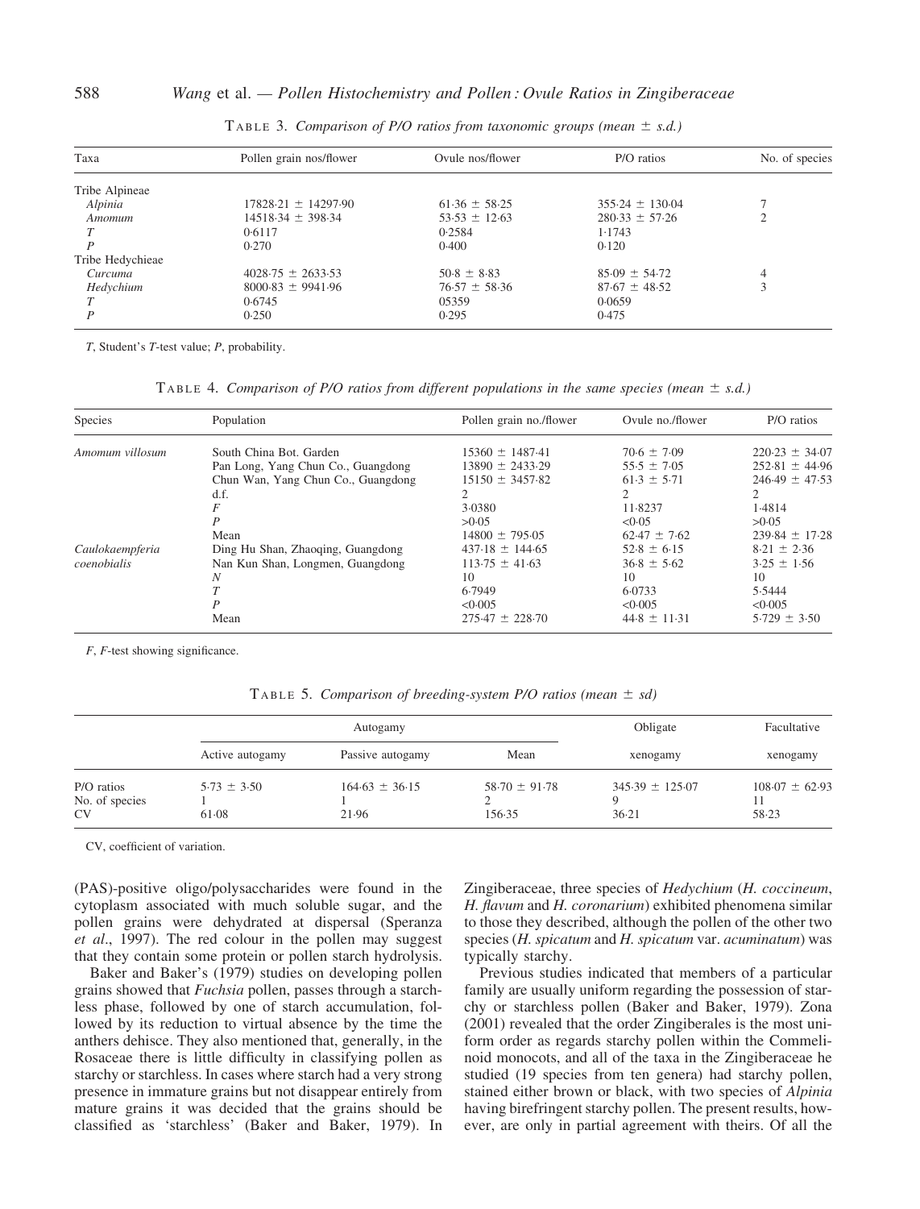TABLE 3. *Comparison of P/O ratios from taxonomic groups (mean ± s.d.)*

| Taxa | Pollen grain nos/flower | Ovule nos/flower | P/O ratios | No. of species |
|---|---|---|---|---|
| Tribe Alpineae | | | | |
| *Alpinia* | 17828·21 ± 14297·90 | 61·36 ± 58·25 | 355·24 ± 130·04 | 7 |
| *Amomum* | 14518·34 ± 398·34 | 53·53 ± 12·63 | 280·33 ± 57·26 | 2 |
| *T* | 0·6117 | 0·2584 | 1·1743 | |
| *P* | 0·270 | 0·400 | 0·120 | |
| Tribe Hedychieae | | | | |
| *Curcuma* | 4028·75 ± 2633·53 | 50·8 ± 8·83 | 85·09 ± 54·72 | 4 |
| *Hedychium* | 8000·83 ± 9941·96 | 76·57 ± 58·36 | 87·67 ± 48·52 | 3 |
| *T* | 0·6745 | 05359 | 0·0659 | |
| *P* | 0·250 | 0·295 | 0·475 | |

*T*, Student's *T*-test value; *P*, probability.

TABLE 4. *Comparison of P/O ratios from different populations in the same species (mean ± s.d.)*

| Species | Population | Pollen grain no./flower | Ovule no./flower | P/O ratios |
|---|---|---|---|---|
| *Amomum villosum* | South China Bot. Garden | 15360 ± 1487·41 | 70·6 ± 7·09 | 220·23 ± 34·07 |
| | Pan Long, Yang Chun Co., Guangdong | 13890 ± 2433·29 | 55·5 ± 7·05 | 252·81 ± 44·96 |
| | Chun Wan, Yang Chun Co., Guangdong | 15150 ± 3457·82 | 61·3 ± 5·71 | 246·49 ± 47·53 |
| | d.f. | 2 | 2 | 2 |
| | *F* | 3·0380 | 11·8237 | 1·4814 |
| | *P* | >0·05 | <0·05 | >0·05 |
| | Mean | 14800 ± 795·05 | 62·47 ± 7·62 | 239·84 ± 17·28 |
| *Caulokaempferia coenobialis* | Ding Hu Shan, Zhaoqing, Guangdong | 437·18 ± 144·65 | 52·8 ± 6·15 | 8·21 ± 2·36 |
| | Nan Kun Shan, Longmen, Guangdong | 113·75 ± 41·63 | 36·8 ± 5·62 | 3·25 ± 1·56 |
| | *N* | 10 | 10 | 10 |
| | *T* | 6·7949 | 6·0733 | 5·5444 |
| | *P* | <0·005 | <0·005 | <0·005 |
| | Mean | 275·47 ± 228·70 | 44·8 ± 11·31 | 5·729 ± 3·50 |

*F*, *F*-test showing significance.

TABLE 5. *Comparison of breeding-system P/O ratios (mean ± sd)*

| | Autogamy | | | Obligate | Facultative |
|---|---|---|---|---|---|
| | Active autogamy | Passive autogamy | Mean | xenogamy | xenogamy |
| P/O ratios | 5·73 ± 3·50 | 164·63 ± 36·15 | 58·70 ± 91·78 | 345·39 ± 125·07 | 108·07 ± 62·93 |
| No. of species | 1 | 1 | 2 | 9 | 11 |
| CV | 61·08 | 21·96 | 156·35 | 36·21 | 58·23 |

CV, coefficient of variation.

(PAS)-positive oligo/polysaccharides were found in the cytoplasm associated with much soluble sugar, and the pollen grains were dehydrated at dispersal (Speranza *et al*., 1997). The red colour in the pollen may suggest that they contain some protein or pollen starch hydrolysis.

Baker and Baker's (1979) studies on developing pollen grains showed that *Fuchsia* pollen, passes through a starchless phase, followed by one of starch accumulation, followed by its reduction to virtual absence by the time the anthers dehisce. They also mentioned that, generally, in the Rosaceae there is little difficulty in classifying pollen as starchy or starchless. In cases where starch had a very strong presence in immature grains but not disappear entirely from mature grains it was decided that the grains should be classified as 'starchless' (Baker and Baker, 1979). In Zingiberaceae, three species of *Hedychium* (*H. coccineum*, *H. flavum* and *H. coronarium*) exhibited phenomena similar to those they described, although the pollen of the other two species (*H. spicatum* and *H. spicatum* var. *acuminatum*) was typically starchy.

Previous studies indicated that members of a particular family are usually uniform regarding the possession of starchy or starchless pollen (Baker and Baker, 1979). Zona (2001) revealed that the order Zingiberales is the most uniform order as regards starchy pollen within the Commelinoid monocots, and all of the taxa in the Zingiberaceae he studied (19 species from ten genera) had starchy pollen, stained either brown or black, with two species of *Alpinia* having birefringent starchy pollen. The present results, however, are only in partial agreement with theirs. Of all the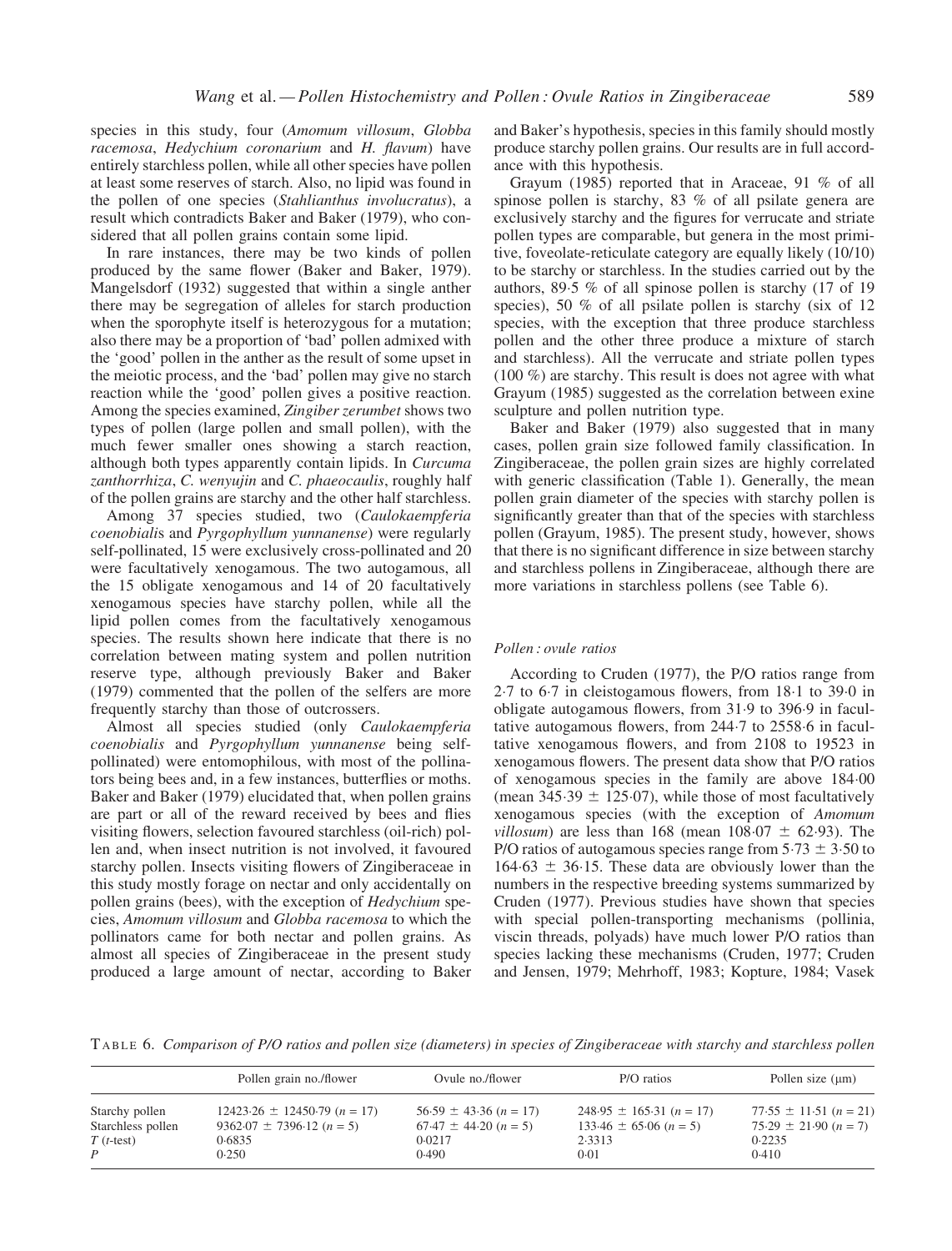species in this study, four (*Amomum villosum*, *Globba racemosa*, *Hedychium coronarium* and *H. flavum*) have entirely starchless pollen, while all other species have pollen at least some reserves of starch. Also, no lipid was found in the pollen of one species (*Stahlianthus involucratus*), a result which contradicts Baker and Baker (1979), who considered that all pollen grains contain some lipid.

In rare instances, there may be two kinds of pollen produced by the same flower (Baker and Baker, 1979). Mangelsdorf (1932) suggested that within a single anther there may be segregation of alleles for starch production when the sporophyte itself is heterozygous for a mutation; also there may be a proportion of 'bad' pollen admixed with the 'good' pollen in the anther as the result of some upset in the meiotic process, and the 'bad' pollen may give no starch reaction while the 'good' pollen gives a positive reaction. Among the species examined, *Zingiber zerumbet* shows two types of pollen (large pollen and small pollen), with the much fewer smaller ones showing a starch reaction, although both types apparently contain lipids. In *Curcuma zanthorrhiza*, *C. wenyujin* and *C. phaeocaulis*, roughly half of the pollen grains are starchy and the other half starchless.

Among 37 species studied, two (*Caulokaempferia coenobialis* and *Pyrgophyllum yunnanense*) were regularly self-pollinated, 15 were exclusively cross-pollinated and 20 were facultatively xenogamous. The two autogamous, all the 15 obligate xenogamous and 14 of 20 facultatively xenogamous species have starchy pollen, while all the lipid pollen comes from the facultatively xenogamous species. The results shown here indicate that there is no correlation between mating system and pollen nutrition reserve type, although previously Baker and Baker (1979) commented that the pollen of the selfers are more frequently starchy than those of outcrossers.

Almost all species studied (only *Caulokaempferia coenobialis* and *Pyrgophyllum yunnanense* being self-pollinated) were entomophilous, with most of the pollinators being bees and, in a few instances, butterflies or moths. Baker and Baker (1979) elucidated that, when pollen grains are part or all of the reward received by bees and flies visiting flowers, selection favoured starchless (oil-rich) pollen and, when insect nutrition is not involved, it favoured starchy pollen. Insects visiting flowers of Zingiberaceae in this study mostly forage on nectar and only accidentally on pollen grains (bees), with the exception of *Hedychium* species, *Amomum villosum* and *Globba racemosa* to which the pollinators came for both nectar and pollen grains. As almost all species of Zingiberaceae in the present study produced a large amount of nectar, according to Baker and Baker's hypothesis, species in this family should mostly produce starchy pollen grains. Our results are in full accordance with this hypothesis.

Grayum (1985) reported that in Araceae, 91 % of all spinose pollen is starchy, 83 % of all psilate genera are exclusively starchy and the figures for verrucate and striate pollen types are comparable, but genera in the most primitive, foveolate-reticulate category are equally likely (10/10) to be starchy or starchless. In the studies carried out by the authors, 89·5 % of all spinose pollen is starchy (17 of 19 species), 50 % of all psilate pollen is starchy (six of 12 species, with the exception that three produce starchless pollen and the other three produce a mixture of starch and starchless). All the verrucate and striate pollen types (100 %) are starchy. This result is does not agree with what Grayum (1985) suggested as the correlation between exine sculpture and pollen nutrition type.

Baker and Baker (1979) also suggested that in many cases, pollen grain size followed family classification. In Zingiberaceae, the pollen grain sizes are highly correlated with generic classification (Table 1). Generally, the mean pollen grain diameter of the species with starchy pollen is significantly greater than that of the species with starchless pollen (Grayum, 1985). The present study, however, shows that there is no significant difference in size between starchy and starchless pollens in Zingiberaceae, although there are more variations in starchless pollens (see Table 6).

### *Pollen : ovule ratios*

According to Cruden (1977), the P/O ratios range from 2·7 to 6·7 in cleistogamous flowers, from 18·1 to 39·0 in obligate autogamous flowers, from 31·9 to 396·9 in facultative autogamous flowers, from 244·7 to 2558·6 in facultative xenogamous flowers, and from 2108 to 19523 in xenogamous flowers. The present data show that P/O ratios of xenogamous species in the family are above 184·00 (mean 345·39 ± 125·07), while those of most facultatively xenogamous species (with the exception of *Amomum villosum*) are less than 168 (mean 108·07 ± 62·93). The P/O ratios of autogamous species range from 5·73 ± 3·50 to 164·63 ± 36·15. These data are obviously lower than the numbers in the respective breeding systems summarized by Cruden (1977). Previous studies have shown that species with special pollen-transporting mechanisms (pollinia, viscin threads, polyads) have much lower P/O ratios than species lacking these mechanisms (Cruden, 1977; Cruden and Jensen, 1979; Mehrhoff, 1983; Kopture, 1984; Vasek

TABLE 6. *Comparison of P/O ratios and pollen size (diameters) in species of Zingiberaceae with starchy and starchless pollen*

| | Pollen grain no./flower | Ovule no./flower | P/O ratios | Pollen size (μm) |
|---|---|---|---|---|
| Starchy pollen | 12423·26 ± 12450·79 (*n* = 17) | 56·59 ± 43·36 (*n* = 17) | 248·95 ± 165·31 (*n* = 17) | 77·55 ± 11·51 (*n* = 21) |
| Starchless pollen | 9362·07 ± 7396·12 (*n* = 5) | 67·47 ± 44·20 (*n* = 5) | 133·46 ± 65·06 (*n* = 5) | 75·29 ± 21·90 (*n* = 7) |
| *T* (*t*-test) | 0·6835 | 0·0217 | 2·3313 | 0·2235 |
| *P* | 0·250 | 0·490 | 0·01 | 0·410 |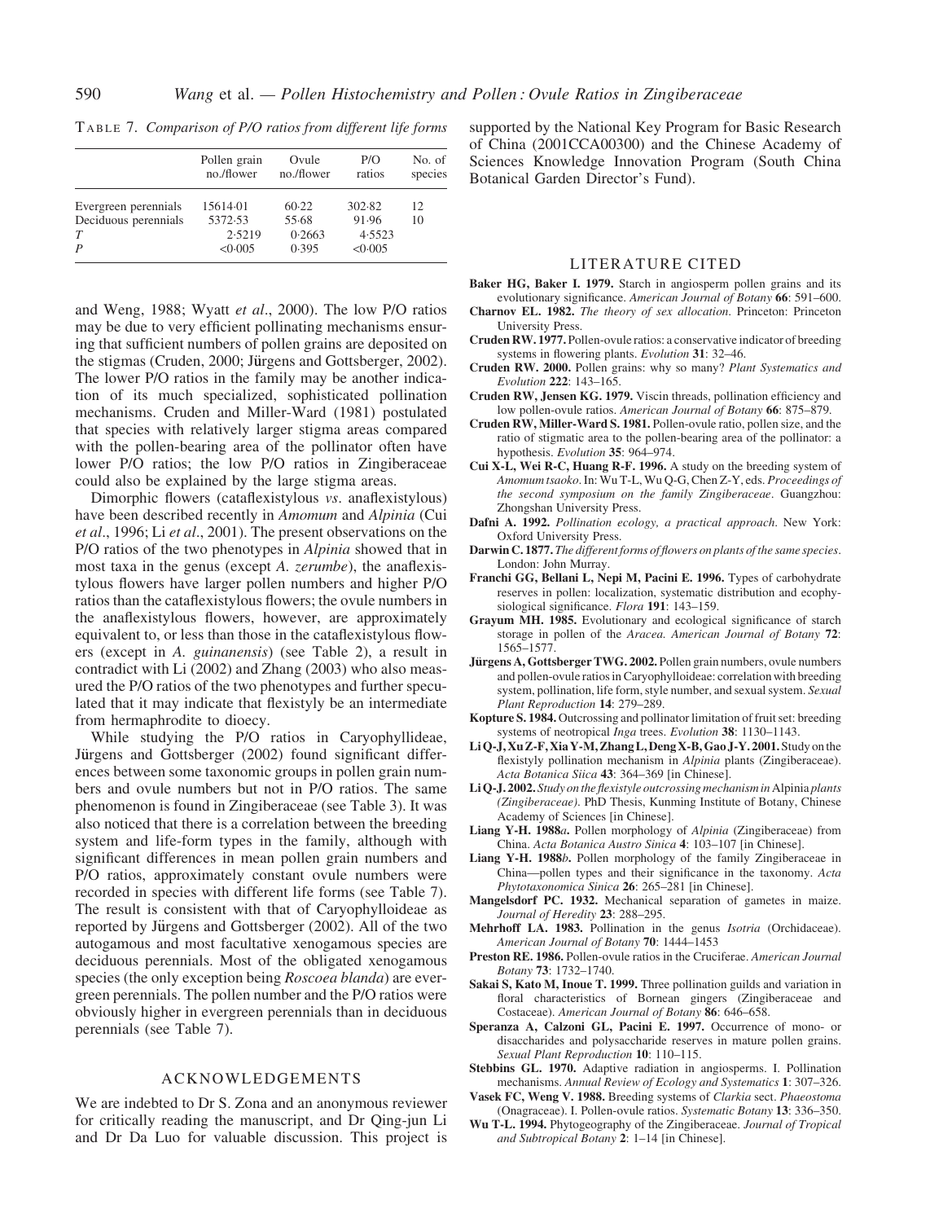TABLE 7. *Comparison of P/O ratios from different life forms*

| | Pollen grain no./flower | Ovule no./flower | P/O ratios | No. of species |
|---|---|---|---|---|
| Evergreen perennials | 15614·01 | 60·22 | 302·82 | 12 |
| Deciduous perennials | 5372·53 | 55·68 | 91·96 | 10 |
| $T$ | 2·5219 | 0·2663 | 4·5523 | |
| $P$ | <0·005 | 0·395 | <0·005 | |

and Weng, 1988; Wyatt *et al*., 2000). The low P/O ratios may be due to very efficient pollinating mechanisms ensuring that sufficient numbers of pollen grains are deposited on the stigmas (Cruden, 2000; Jürgens and Gottsberger, 2002). The lower P/O ratios in the family may be another indication of its much specialized, sophisticated pollination mechanisms. Cruden and Miller-Ward (1981) postulated that species with relatively larger stigma areas compared with the pollen-bearing area of the pollinator often have lower P/O ratios; the low P/O ratios in Zingiberaceae could also be explained by the large stigma areas.

Dimorphic flowers (cataflexistylous *vs*. anaflexistylous) have been described recently in *Amomum* and *Alpinia* (Cui *et al*., 1996; Li *et al*., 2001). The present observations on the P/O ratios of the two phenotypes in *Alpinia* showed that in most taxa in the genus (except *A. zerumbe*), the anaflexistylous flowers have larger pollen numbers and higher P/O ratios than the cataflexistylous flowers; the ovule numbers in the anaflexistylous flowers, however, are approximately equivalent to, or less than those in the cataflexistylous flowers (except in *A. guinanensis*) (see Table 2), a result in contradict with Li (2002) and Zhang (2003) who also measured the P/O ratios of the two phenotypes and further speculated that it may indicate that flexistyly be an intermediate from hermaphrodite to dioecy.

While studying the P/O ratios in Caryophyllideae, Jürgens and Gottsberger (2002) found significant differences between some taxonomic groups in pollen grain numbers and ovule numbers but not in P/O ratios. The same phenomenon is found in Zingiberaceae (see Table 3). It was also noticed that there is a correlation between the breeding system and life-form types in the family, although with significant differences in mean pollen grain numbers and P/O ratios, approximately constant ovule numbers were recorded in species with different life forms (see Table 7). The result is consistent with that of Caryophylloideae as reported by Jürgens and Gottsberger (2002). All of the two autogamous and most facultative xenogamous species are deciduous perennials. Most of the obligated xenogamous species (the only exception being *Roscoea blanda*) are evergreen perennials. The pollen number and the P/O ratios were obviously higher in evergreen perennials than in deciduous perennials (see Table 7).

## ACKNOWLEDGEMENTS

We are indebted to Dr S. Zona and an anonymous reviewer for critically reading the manuscript, and Dr Qing-jun Li and Dr Da Luo for valuable discussion. This project is supported by the National Key Program for Basic Research of China (2001CCA00300) and the Chinese Academy of Sciences Knowledge Innovation Program (South China Botanical Garden Director's Fund).

## LITERATURE CITED

**Baker HG, Baker I. 1979.** Starch in angiosperm pollen grains and its evolutionary significance. *American Journal of Botany* **66**: 591–600.

**Charnov EL. 1982.** *The theory of sex allocation*. Princeton: Princeton University Press.

**Cruden RW. 1977.** Pollen-ovule ratios: a conservative indicator of breeding systems in flowering plants. *Evolution* **31**: 32–46.

**Cruden RW. 2000.** Pollen grains: why so many? *Plant Systematics and Evolution* **222**: 143–165.

**Cruden RW, Jensen KG. 1979.** Viscin threads, pollination efficiency and low pollen-ovule ratios. *American Journal of Botany* **66**: 875–879.

**Cruden RW, Miller-Ward S. 1981.** Pollen-ovule ratio, pollen size, and the ratio of stigmatic area to the pollen-bearing area of the pollinator: a hypothesis. *Evolution* **35**: 964–974.

**Cui X-L, Wei R-C, Huang R-F. 1996.** A study on the breeding system of *Amomum tsaoko*. In: Wu T-L, Wu Q-G, Chen Z-Y, eds. *Proceedings of the second symposium on the family Zingiberaceae*. Guangzhou: Zhongshan University Press.

**Dafni A. 1992.** *Pollination ecology, a practical approach*. New York: Oxford University Press.

**Darwin C. 1877.** *The different forms of flowers on plants of the same species*. London: John Murray.

**Franchi GG, Bellani L, Nepi M, Pacini E. 1996.** Types of carbohydrate reserves in pollen: localization, systematic distribution and ecophysiological significance. *Flora* **191**: 143–159.

**Grayum MH. 1985.** Evolutionary and ecological significance of starch storage in pollen of the *Aracea. American Journal of Botany* **72**: 1565–1577.

**Jürgens A, Gottsberger TWG. 2002.** Pollen grain numbers, ovule numbers and pollen-ovule ratios in Caryophylloideae: correlation with breeding system, pollination, life form, style number, and sexual system. *Sexual Plant Reproduction* **14**: 279–289.

**Kopture S. 1984.** Outcrossing and pollinator limitation of fruit set: breeding systems of neotropical *Inga* trees. *Evolution* **38**: 1130–1143.

**Li Q-J, Xu Z-F, Xia Y-M, Zhang L, Deng X-B, Gao J-Y. 2001.** Study on the flexistyly pollination mechanism in *Alpinia* plants (Zingiberaceae). *Acta Botanica Siica* **43**: 364–369 [in Chinese].

**Li Q-J. 2002.** *Study on the flexistyle outcrossing mechanism in* Alpinia *plants (Zingiberaceae)*. PhD Thesis, Kunming Institute of Botany, Chinese Academy of Sciences [in Chinese].

**Liang Y-H. 1988*a*.** Pollen morphology of *Alpinia* (Zingiberaceae) from China. *Acta Botanica Austro Sinica* **4**: 103–107 [in Chinese].

**Liang Y-H. 1988*b*.** Pollen morphology of the family Zingiberaceae in China—pollen types and their significance in the taxonomy. *Acta Phytotaxonomica Sinica* **26**: 265–281 [in Chinese].

**Mangelsdorf PC. 1932.** Mechanical separation of gametes in maize. *Journal of Heredity* **23**: 288–295.

**Mehrhoff LA. 1983.** Pollination in the genus *Isotria* (Orchidaceae). *American Journal of Botany* **70**: 1444–1453

**Preston RE. 1986.** Pollen-ovule ratios in the Cruciferae. *American Journal Botany* **73**: 1732–1740.

**Sakai S, Kato M, Inoue T. 1999.** Three pollination guilds and variation in floral characteristics of Bornean gingers (Zingiberaceae and Costaceae). *American Journal of Botany* **86**: 646–658.

**Speranza A, Calzoni GL, Pacini E. 1997.** Occurrence of mono- or disaccharides and polysaccharide reserves in mature pollen grains. *Sexual Plant Reproduction* **10**: 110–115.

**Stebbins GL. 1970.** Adaptive radiation in angiosperms. I. Pollination mechanisms. *Annual Review of Ecology and Systematics* **1**: 307–326.

**Vasek FC, Weng V. 1988.** Breeding systems of *Clarkia* sect. *Phaeostoma* (Onagraceae). I. Pollen-ovule ratios. *Systematic Botany* **13**: 336–350.

**Wu T-L. 1994.** Phytogeography of the Zingiberaceae. *Journal of Tropical and Subtropical Botany* **2**: 1–14 [in Chinese].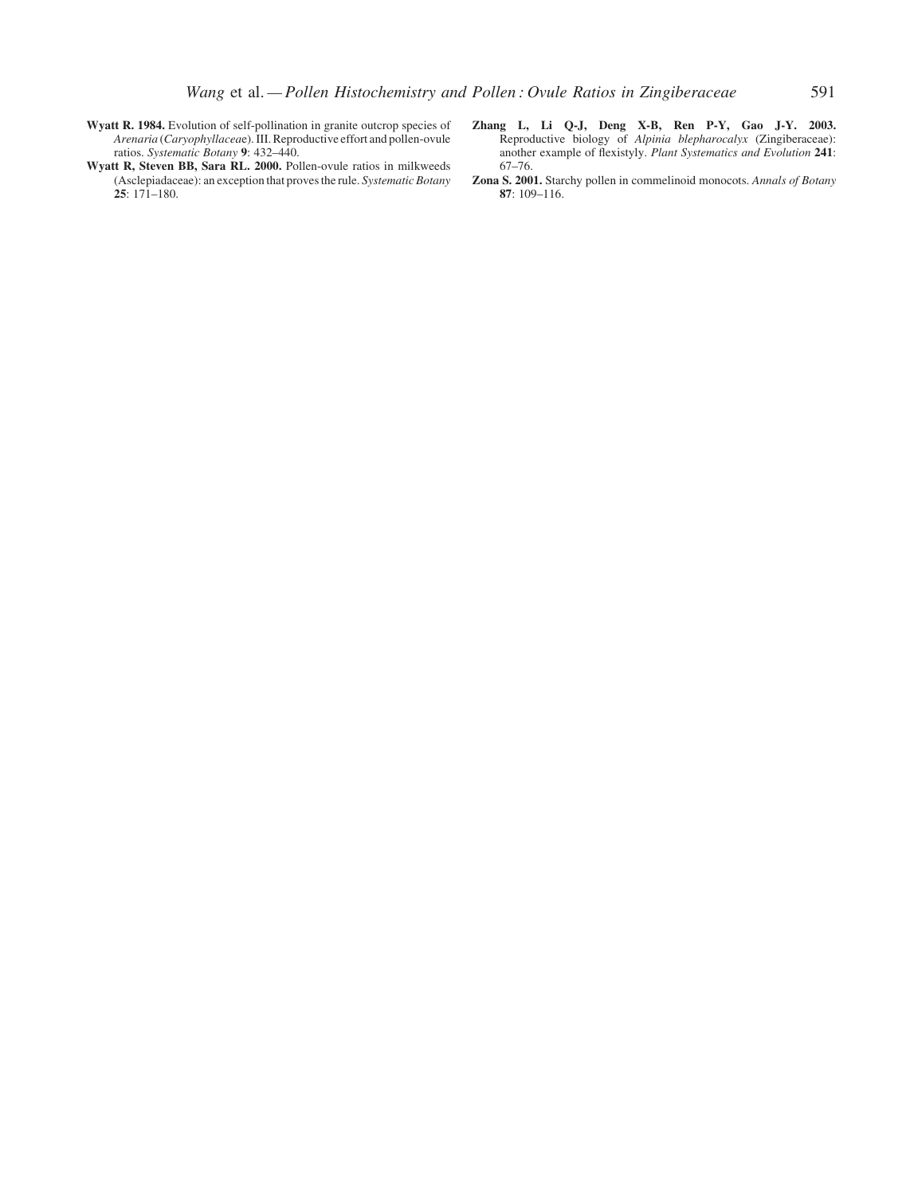**Wyatt R. 1984.** Evolution of self-pollination in granite outcrop species of *Arenaria* (*Caryophyllaceae*). III. Reproductive effort and pollen-ovule ratios. *Systematic Botany* **9**: 432–440.

**Wyatt R, Steven BB, Sara RL. 2000.** Pollen-ovule ratios in milkweeds (Asclepiadaceae): an exception that proves the rule. *Systematic Botany* **25**: 171–180.

**Zhang L, Li Q-J, Deng X-B, Ren P-Y, Gao J-Y. 2003.** Reproductive biology of *Alpinia blepharocalyx* (Zingiberaceae): another example of flexistyly. *Plant Systematics and Evolution* **241**: 67–76.

**Zona S. 2001.** Starchy pollen in commelinoid monocots. *Annals of Botany* **87**: 109–116.